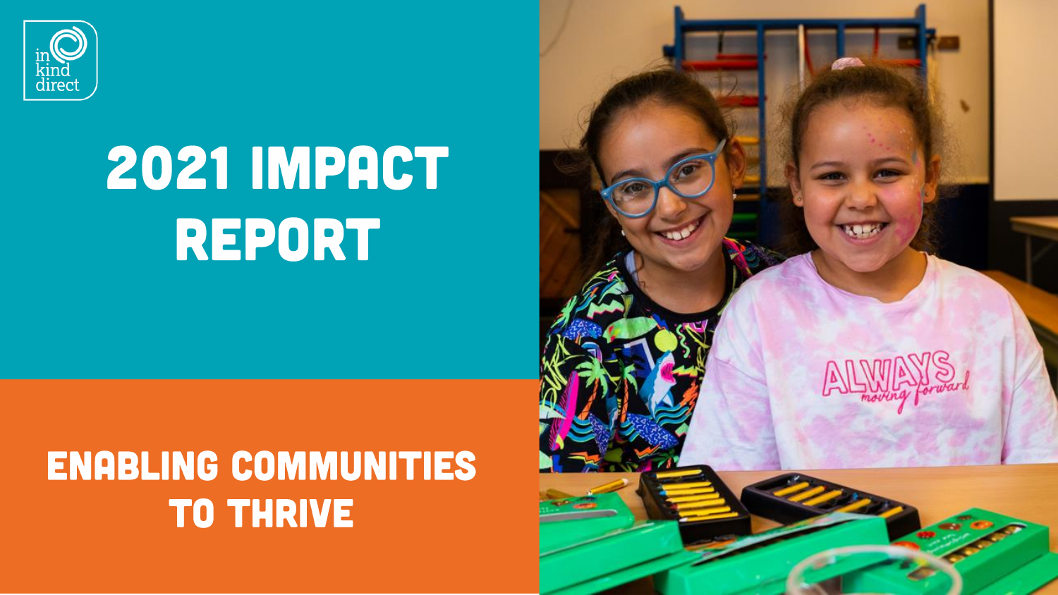in kind direct

# 2021 IMPACT REPORT

## ENABLING COMMUNITIES TO THRIVE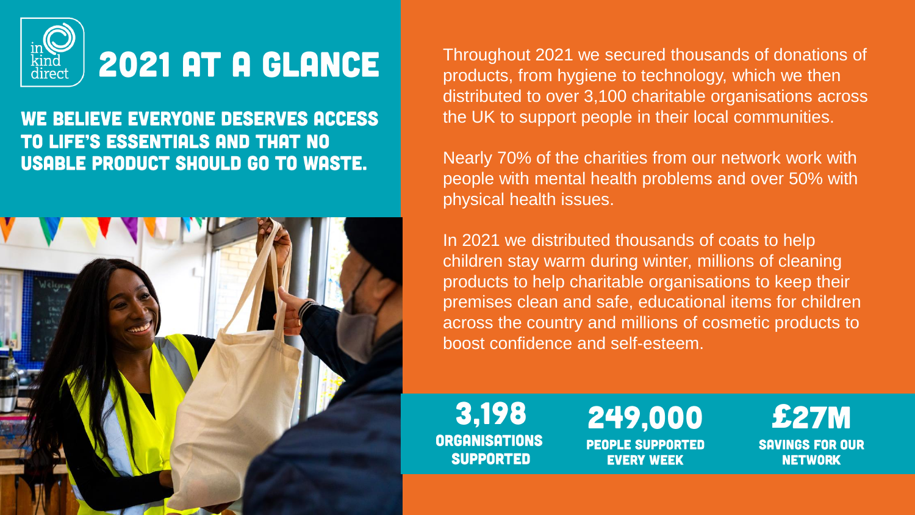# 2021 AT A GLANCE

## WE BELIEVE EVERYONE DESERVES ACCESS TO LIFE'S ESSENTIALS AND THAT NO USABLE PRODUCT SHOULD GO TO WASTE.

Throughout 2021 we secured thousands of donations of products, from hygiene to technology, which we then distributed to over 3,100 charitable organisations across the UK to support people in their local communities.

Nearly 70% of the charities from our network work with people with mental health problems and over 50% with physical health issues.

In 2021 we distributed thousands of coats to help children stay warm during winter, millions of cleaning products to help charitable organisations to keep their premises clean and safe, educational items for children across the country and millions of cosmetic products to boost confidence and self-esteem.

**3,198**
ORGANISATIONS SUPPORTED

**249,000**
PEOPLE SUPPORTED EVERY WEEK

**£27M**
SAVINGS FOR OUR NETWORK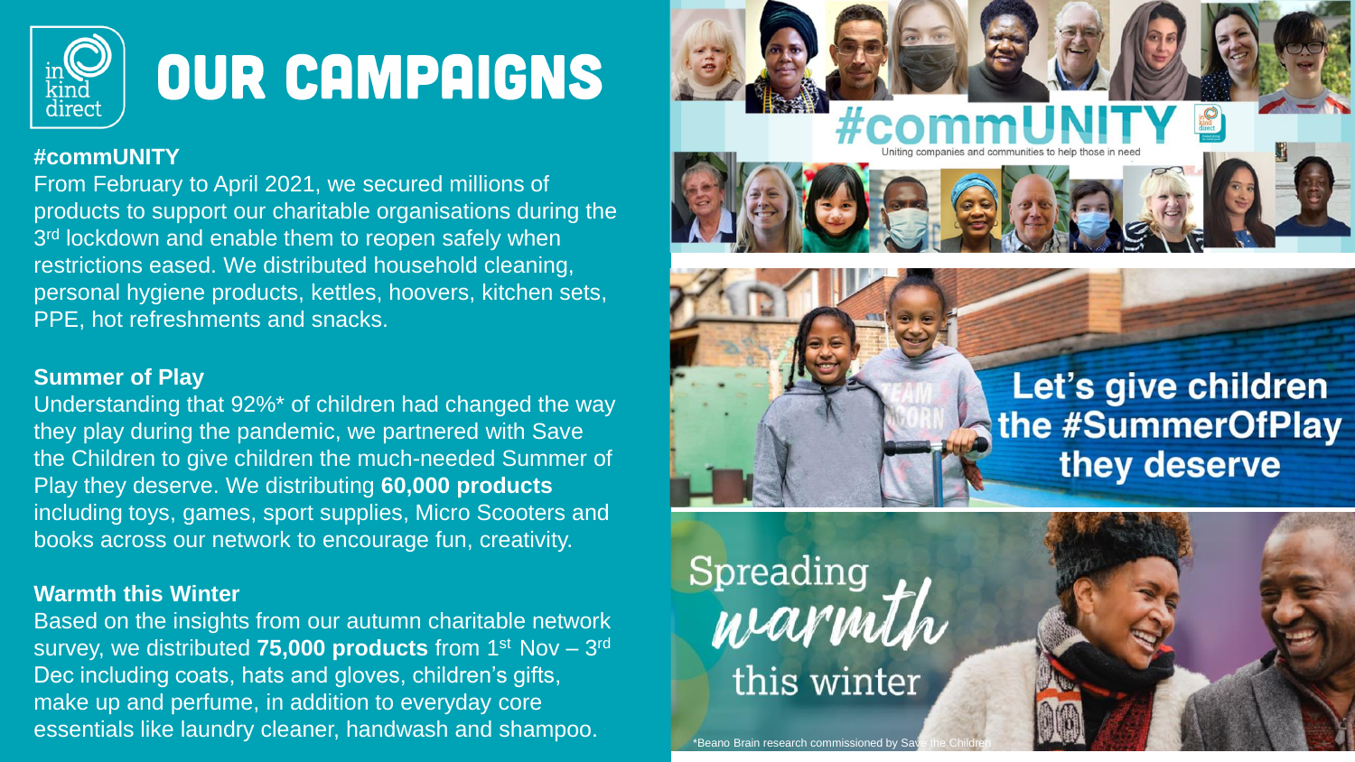# OUR CAMPAIGNS

**#commUNITY**

From February to April 2021, we secured millions of products to support our charitable organisations during the 3rd lockdown and enable them to reopen safely when restrictions eased. We distributed household cleaning, personal hygiene products, kettles, hoovers, kitchen sets, PPE, hot refreshments and snacks.

**Summer of Play**

Understanding that 92%* of children had changed the way they play during the pandemic, we partnered with Save the Children to give children the much-needed Summer of Play they deserve. We distributing **60,000 products** including toys, games, sport supplies, Micro Scooters and books across our network to encourage fun, creativity.

**Warmth this Winter**

Based on the insights from our autumn charitable network survey, we distributed **75,000 products** from 1st Nov – 3rd Dec including coats, hats and gloves, children's gifts, make up and perfume, in addition to everyday core essentials like laundry cleaner, handwash and shampoo.

#commUNITY

Uniting companies and communities to help those in need

Let's give children the #SummerOfPlay they deserve

Spreading warmth this winter

*Beano Brain research commissioned by Save the Children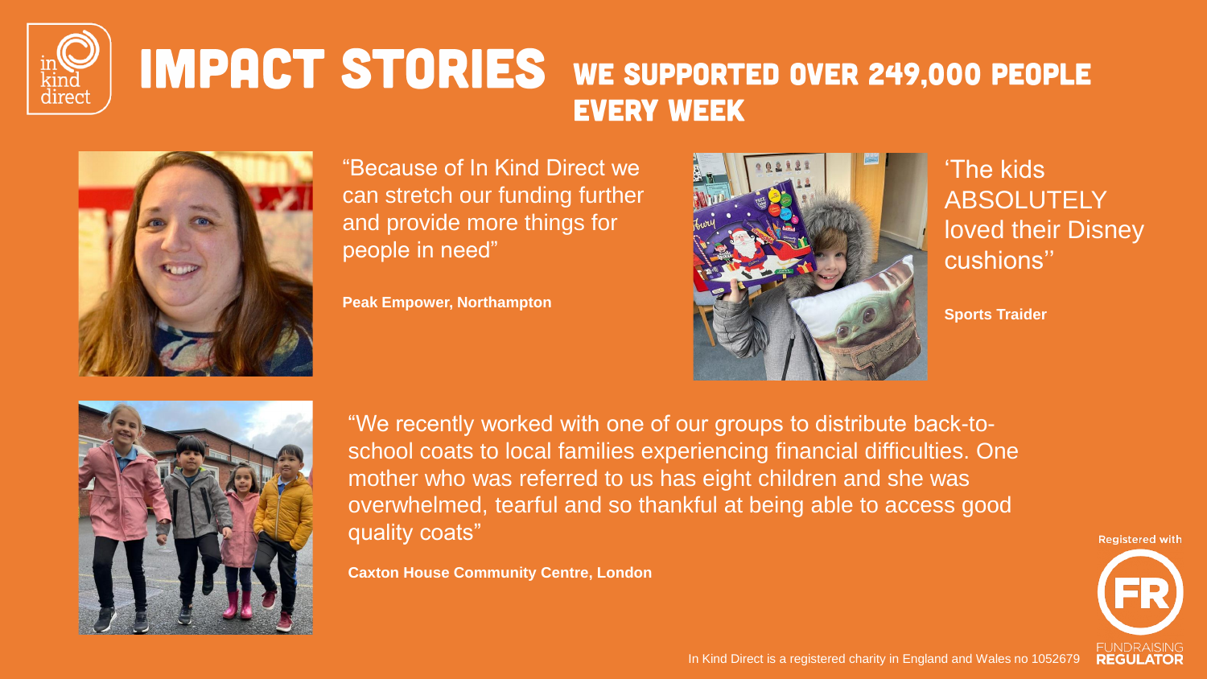# IMPACT STORIES

## WE SUPPORTED OVER 249,000 PEOPLE EVERY WEEK

"Because of In Kind Direct we can stretch our funding further and provide more things for people in need"

**Peak Empower, Northampton**

'The kids ABSOLUTELY loved their Disney cushions''

**Sports Traider**

"We recently worked with one of our groups to distribute back-to-school coats to local families experiencing financial difficulties. One mother who was referred to us has eight children and she was overwhelmed, tearful and so thankful at being able to access good quality coats"

**Caxton House Community Centre, London**

Registered with FUNDRAISING REGULATOR

In Kind Direct is a registered charity in England and Wales no 1052679